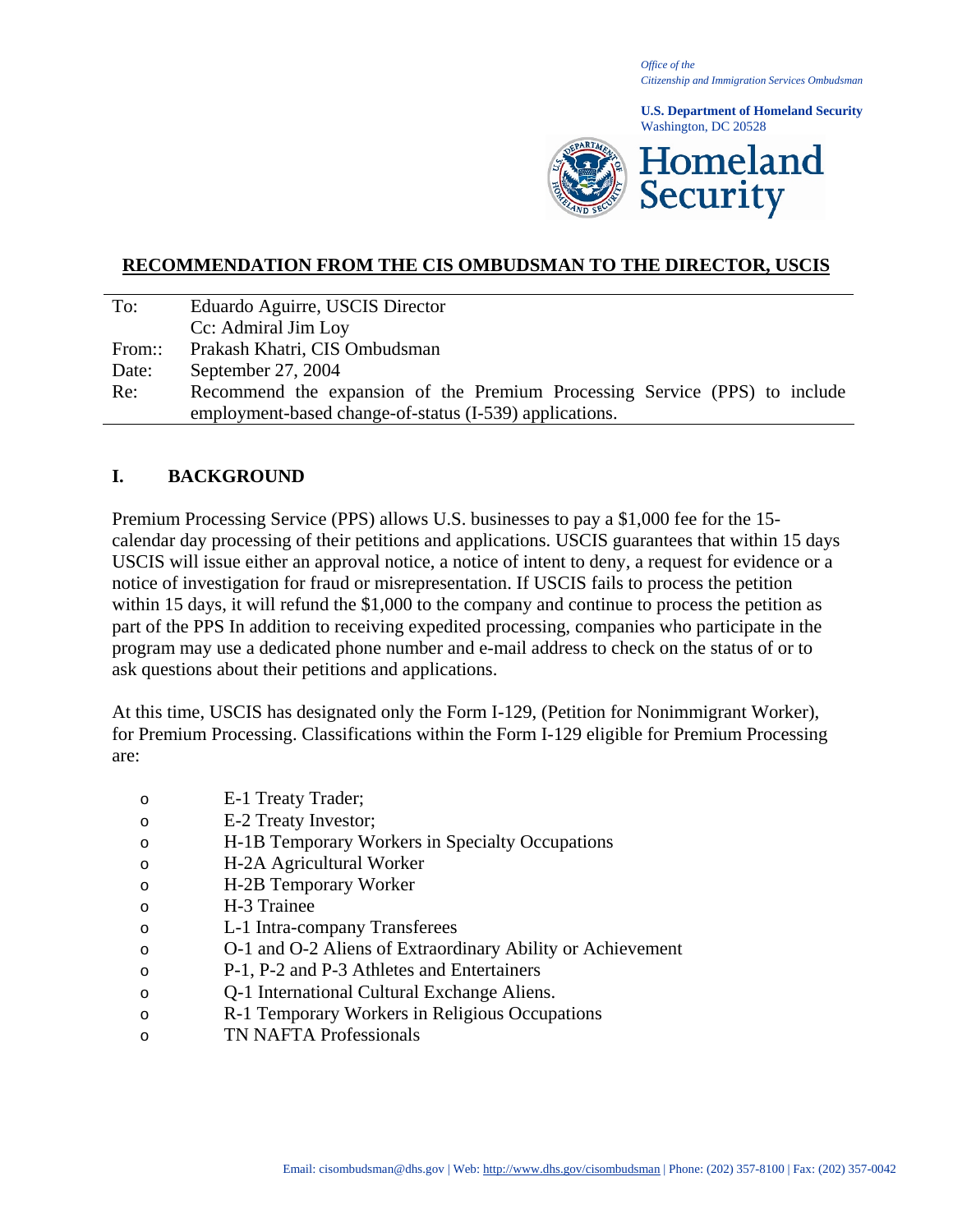*Office of the*
*Citizenship and Immigration Services Ombudsman*

**U.S. Department of Homeland Security**
Washington, DC 20528

**Homeland Security**

## RECOMMENDATION FROM THE CIS OMBUDSMAN TO THE DIRECTOR, USCIS

| | |
|---|---|
| To: | Eduardo Aguirre, USCIS Director |
| | Cc: Admiral Jim Loy |
| From:: | Prakash Khatri, CIS Ombudsman |
| Date: | September 27, 2004 |
| Re: | Recommend the expansion of the Premium Processing Service (PPS) to include employment-based change-of-status (I-539) applications. |

## I. BACKGROUND

Premium Processing Service (PPS) allows U.S. businesses to pay a $1,000 fee for the 15-calendar day processing of their petitions and applications. USCIS guarantees that within 15 days USCIS will issue either an approval notice, a notice of intent to deny, a request for evidence or a notice of investigation for fraud or misrepresentation. If USCIS fails to process the petition within 15 days, it will refund the $1,000 to the company and continue to process the petition as part of the PPS In addition to receiving expedited processing, companies who participate in the program may use a dedicated phone number and e-mail address to check on the status of or to ask questions about their petitions and applications.

At this time, USCIS has designated only the Form I-129, (Petition for Nonimmigrant Worker), for Premium Processing. Classifications within the Form I-129 eligible for Premium Processing are:

- E-1 Treaty Trader;
- E-2 Treaty Investor;
- H-1B Temporary Workers in Specialty Occupations
- H-2A Agricultural Worker
- H-2B Temporary Worker
- H-3 Trainee
- L-1 Intra-company Transferees
- O-1 and O-2 Aliens of Extraordinary Ability or Achievement
- P-1, P-2 and P-3 Athletes and Entertainers
- Q-1 International Cultural Exchange Aliens.
- R-1 Temporary Workers in Religious Occupations
- TN NAFTA Professionals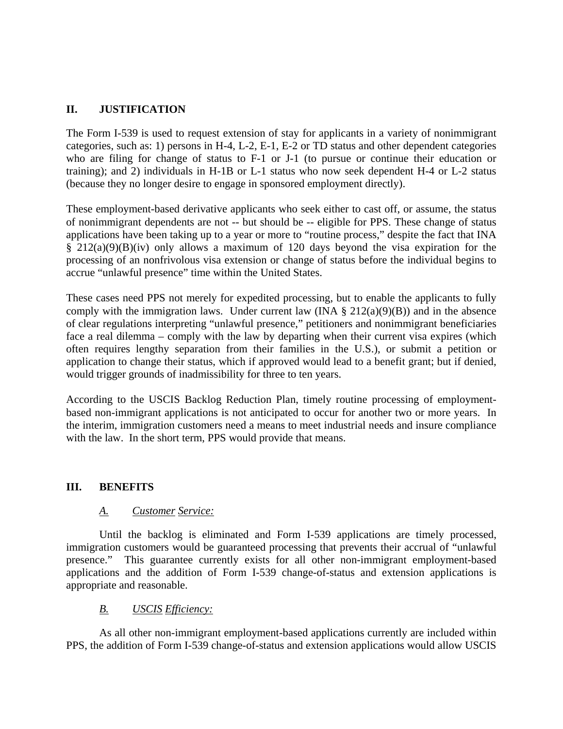## II. JUSTIFICATION

The Form I-539 is used to request extension of stay for applicants in a variety of nonimmigrant categories, such as: 1) persons in H-4, L-2, E-1, E-2 or TD status and other dependent categories who are filing for change of status to F-1 or J-1 (to pursue or continue their education or training); and 2) individuals in H-1B or L-1 status who now seek dependent H-4 or L-2 status (because they no longer desire to engage in sponsored employment directly).

These employment-based derivative applicants who seek either to cast off, or assume, the status of nonimmigrant dependents are not -- but should be -- eligible for PPS. These change of status applications have been taking up to a year or more to "routine process," despite the fact that INA § 212(a)(9)(B)(iv) only allows a maximum of 120 days beyond the visa expiration for the processing of an nonfrivolous visa extension or change of status before the individual begins to accrue "unlawful presence" time within the United States.

These cases need PPS not merely for expedited processing, but to enable the applicants to fully comply with the immigration laws. Under current law (INA § 212(a)(9)(B)) and in the absence of clear regulations interpreting "unlawful presence," petitioners and nonimmigrant beneficiaries face a real dilemma – comply with the law by departing when their current visa expires (which often requires lengthy separation from their families in the U.S.), or submit a petition or application to change their status, which if approved would lead to a benefit grant; but if denied, would trigger grounds of inadmissibility for three to ten years.

According to the USCIS Backlog Reduction Plan, timely routine processing of employment-based non-immigrant applications is not anticipated to occur for another two or more years. In the interim, immigration customers need a means to meet industrial needs and insure compliance with the law. In the short term, PPS would provide that means.

## III. BENEFITS

### *A. Customer Service:*

Until the backlog is eliminated and Form I-539 applications are timely processed, immigration customers would be guaranteed processing that prevents their accrual of "unlawful presence." This guarantee currently exists for all other non-immigrant employment-based applications and the addition of Form I-539 change-of-status and extension applications is appropriate and reasonable.

### *B. USCIS Efficiency:*

As all other non-immigrant employment-based applications currently are included within PPS, the addition of Form I-539 change-of-status and extension applications would allow USCIS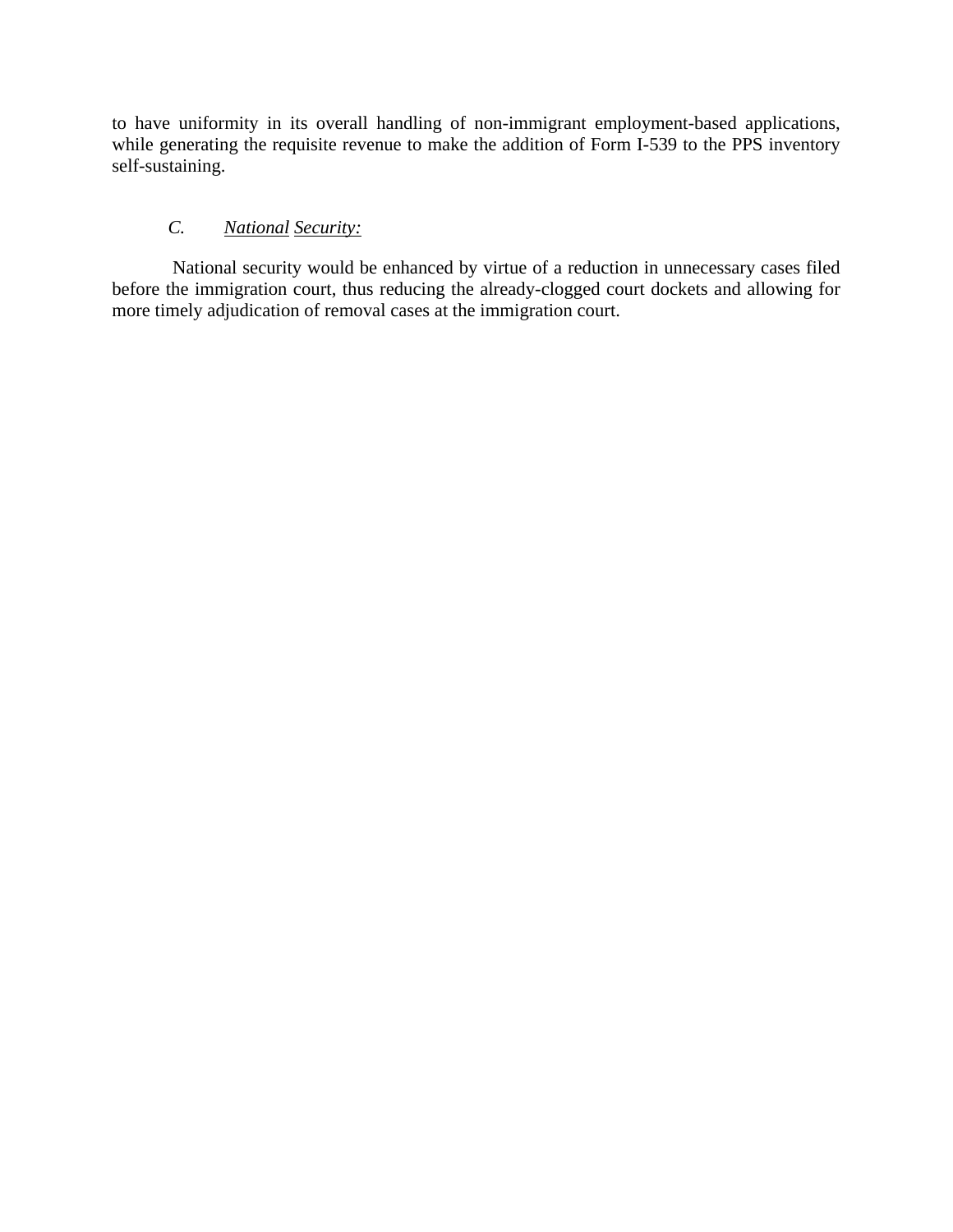to have uniformity in its overall handling of non-immigrant employment-based applications, while generating the requisite revenue to make the addition of Form I-539 to the PPS inventory self-sustaining.

### *C. National Security:*

National security would be enhanced by virtue of a reduction in unnecessary cases filed before the immigration court, thus reducing the already-clogged court dockets and allowing for more timely adjudication of removal cases at the immigration court.